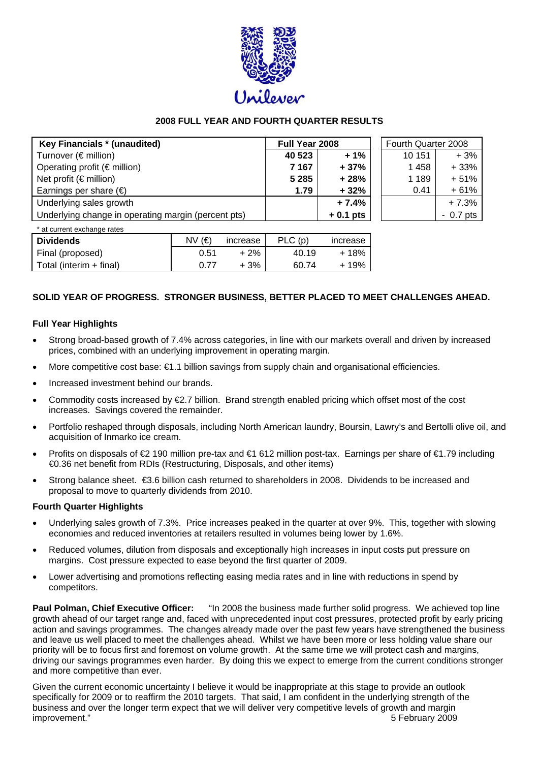## 2008 FULL YEAR AND FOURTH QUARTER RESULTS

| **Key Financials \* (unaudited)** | **Full Year 2008** | | Fourth Quarter 2008 | |
|---|---|---|---|---|
| Turnover (€ million) | **40 523** | **+ 1%** | 10 151 | + 3% |
| Operating profit (€ million) | **7 167** | **+ 37%** | 1 458 | + 33% |
| Net profit (€ million) | **5 285** | **+ 28%** | 1 189 | + 51% |
| Earnings per share (€) | **1.79** | **+ 32%** | 0.41 | + 61% |
| Underlying sales growth | | **+ 7.4%** | | + 7.3% |
| Underlying change in operating margin (percent pts) | | **+ 0.1 pts** | | - 0.7 pts |

\* at current exchange rates

| **Dividends** | NV (€) | increase | PLC (p) | increase |
|---|---|---|---|---|
| Final (proposed) | 0.51 | + 2% | 40.19 | + 18% |
| Total (interim + final) | 0.77 | + 3% | 60.74 | + 19% |

**SOLID YEAR OF PROGRESS. STRONGER BUSINESS, BETTER PLACED TO MEET CHALLENGES AHEAD.**

### Full Year Highlights

- Strong broad-based growth of 7.4% across categories, in line with our markets overall and driven by increased prices, combined with an underlying improvement in operating margin.
- More competitive cost base: €1.1 billion savings from supply chain and organisational efficiencies.
- Increased investment behind our brands.
- Commodity costs increased by €2.7 billion. Brand strength enabled pricing which offset most of the cost increases. Savings covered the remainder.
- Portfolio reshaped through disposals, including North American laundry, Boursin, Lawry's and Bertolli olive oil, and acquisition of Inmarko ice cream.
- Profits on disposals of €2 190 million pre-tax and €1 612 million post-tax. Earnings per share of €1.79 including €0.36 net benefit from RDIs (Restructuring, Disposals, and other items)
- Strong balance sheet. €3.6 billion cash returned to shareholders in 2008. Dividends to be increased and proposal to move to quarterly dividends from 2010.

### Fourth Quarter Highlights

- Underlying sales growth of 7.3%. Price increases peaked in the quarter at over 9%. This, together with slowing economies and reduced inventories at retailers resulted in volumes being lower by 1.6%.
- Reduced volumes, dilution from disposals and exceptionally high increases in input costs put pressure on margins. Cost pressure expected to ease beyond the first quarter of 2009.
- Lower advertising and promotions reflecting easing media rates and in line with reductions in spend by competitors.

**Paul Polman, Chief Executive Officer:** "In 2008 the business made further solid progress. We achieved top line growth ahead of our target range and, faced with unprecedented input cost pressures, protected profit by early pricing action and savings programmes. The changes already made over the past few years have strengthened the business and leave us well placed to meet the challenges ahead. Whilst we have been more or less holding value share our priority will be to focus first and foremost on volume growth. At the same time we will protect cash and margins, driving our savings programmes even harder. By doing this we expect to emerge from the current conditions stronger and more competitive than ever.

Given the current economic uncertainty I believe it would be inappropriate at this stage to provide an outlook specifically for 2009 or to reaffirm the 2010 targets. That said, I am confident in the underlying strength of the business and over the longer term expect that we will deliver very competitive levels of growth and margin improvement."

5 February 2009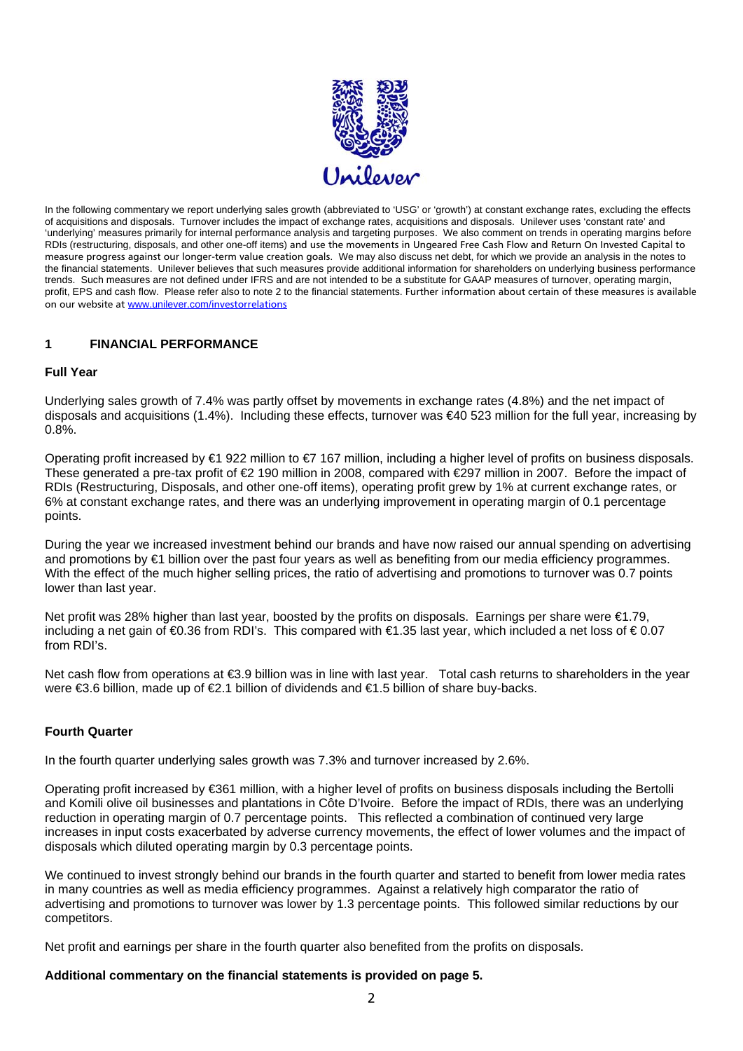In the following commentary we report underlying sales growth (abbreviated to 'USG' or 'growth') at constant exchange rates, excluding the effects of acquisitions and disposals. Turnover includes the impact of exchange rates, acquisitions and disposals. Unilever uses 'constant rate' and 'underlying' measures primarily for internal performance analysis and targeting purposes. We also comment on trends in operating margins before RDIs (restructuring, disposals, and other one-off items) and use the movements in Ungeared Free Cash Flow and Return On Invested Capital to measure progress against our longer-term value creation goals. We may also discuss net debt, for which we provide an analysis in the notes to the financial statements. Unilever believes that such measures provide additional information for shareholders on underlying business performance trends. Such measures are not defined under IFRS and are not intended to be a substitute for GAAP measures of turnover, operating margin, profit, EPS and cash flow. Please refer also to note 2 to the financial statements. Further information about certain of these measures is available on our website at www.unilever.com/investorrelations

## 1 FINANCIAL PERFORMANCE

### Full Year

Underlying sales growth of 7.4% was partly offset by movements in exchange rates (4.8%) and the net impact of disposals and acquisitions (1.4%). Including these effects, turnover was €40 523 million for the full year, increasing by 0.8%.

Operating profit increased by €1 922 million to €7 167 million, including a higher level of profits on business disposals. These generated a pre-tax profit of €2 190 million in 2008, compared with €297 million in 2007. Before the impact of RDIs (Restructuring, Disposals, and other one-off items), operating profit grew by 1% at current exchange rates, or 6% at constant exchange rates, and there was an underlying improvement in operating margin of 0.1 percentage points.

During the year we increased investment behind our brands and have now raised our annual spending on advertising and promotions by €1 billion over the past four years as well as benefiting from our media efficiency programmes. With the effect of the much higher selling prices, the ratio of advertising and promotions to turnover was 0.7 points lower than last year.

Net profit was 28% higher than last year, boosted by the profits on disposals. Earnings per share were €1.79, including a net gain of €0.36 from RDI's. This compared with €1.35 last year, which included a net loss of € 0.07 from RDI's.

Net cash flow from operations at €3.9 billion was in line with last year. Total cash returns to shareholders in the year were €3.6 billion, made up of €2.1 billion of dividends and €1.5 billion of share buy-backs.

### Fourth Quarter

In the fourth quarter underlying sales growth was 7.3% and turnover increased by 2.6%.

Operating profit increased by €361 million, with a higher level of profits on business disposals including the Bertolli and Komili olive oil businesses and plantations in Côte D'Ivoire. Before the impact of RDIs, there was an underlying reduction in operating margin of 0.7 percentage points. This reflected a combination of continued very large increases in input costs exacerbated by adverse currency movements, the effect of lower volumes and the impact of disposals which diluted operating margin by 0.3 percentage points.

We continued to invest strongly behind our brands in the fourth quarter and started to benefit from lower media rates in many countries as well as media efficiency programmes. Against a relatively high comparator the ratio of advertising and promotions to turnover was lower by 1.3 percentage points. This followed similar reductions by our competitors.

Net profit and earnings per share in the fourth quarter also benefited from the profits on disposals.

**Additional commentary on the financial statements is provided on page 5.**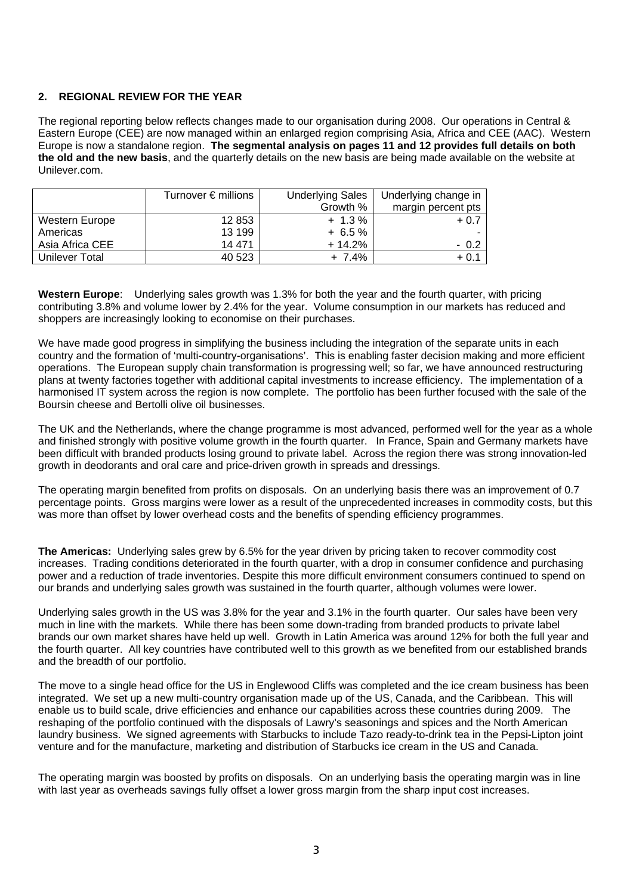## 2. REGIONAL REVIEW FOR THE YEAR

The regional reporting below reflects changes made to our organisation during 2008. Our operations in Central & Eastern Europe (CEE) are now managed within an enlarged region comprising Asia, Africa and CEE (AAC). Western Europe is now a standalone region. **The segmental analysis on pages 11 and 12 provides full details on both the old and the new basis**, and the quarterly details on the new basis are being made available on the website at Unilever.com.

| | Turnover € millions | Underlying Sales Growth % | Underlying change in margin percent pts |
|---|---|---|---|
| Western Europe | 12 853 | + 1.3 % | + 0.7 |
| Americas | 13 199 | + 6.5 % | - |
| Asia Africa CEE | 14 471 | + 14.2% | - 0.2 |
| Unilever Total | 40 523 | + 7.4% | + 0.1 |

**Western Europe**: Underlying sales growth was 1.3% for both the year and the fourth quarter, with pricing contributing 3.8% and volume lower by 2.4% for the year. Volume consumption in our markets has reduced and shoppers are increasingly looking to economise on their purchases.

We have made good progress in simplifying the business including the integration of the separate units in each country and the formation of 'multi-country-organisations'. This is enabling faster decision making and more efficient operations. The European supply chain transformation is progressing well; so far, we have announced restructuring plans at twenty factories together with additional capital investments to increase efficiency. The implementation of a harmonised IT system across the region is now complete. The portfolio has been further focused with the sale of the Boursin cheese and Bertolli olive oil businesses.

The UK and the Netherlands, where the change programme is most advanced, performed well for the year as a whole and finished strongly with positive volume growth in the fourth quarter. In France, Spain and Germany markets have been difficult with branded products losing ground to private label. Across the region there was strong innovation-led growth in deodorants and oral care and price-driven growth in spreads and dressings.

The operating margin benefited from profits on disposals. On an underlying basis there was an improvement of 0.7 percentage points. Gross margins were lower as a result of the unprecedented increases in commodity costs, but this was more than offset by lower overhead costs and the benefits of spending efficiency programmes.

**The Americas:** Underlying sales grew by 6.5% for the year driven by pricing taken to recover commodity cost increases. Trading conditions deteriorated in the fourth quarter, with a drop in consumer confidence and purchasing power and a reduction of trade inventories. Despite this more difficult environment consumers continued to spend on our brands and underlying sales growth was sustained in the fourth quarter, although volumes were lower.

Underlying sales growth in the US was 3.8% for the year and 3.1% in the fourth quarter. Our sales have been very much in line with the markets. While there has been some down-trading from branded products to private label brands our own market shares have held up well. Growth in Latin America was around 12% for both the full year and the fourth quarter. All key countries have contributed well to this growth as we benefited from our established brands and the breadth of our portfolio.

The move to a single head office for the US in Englewood Cliffs was completed and the ice cream business has been integrated. We set up a new multi-country organisation made up of the US, Canada, and the Caribbean. This will enable us to build scale, drive efficiencies and enhance our capabilities across these countries during 2009. The reshaping of the portfolio continued with the disposals of Lawry's seasonings and spices and the North American laundry business. We signed agreements with Starbucks to include Tazo ready-to-drink tea in the Pepsi-Lipton joint venture and for the manufacture, marketing and distribution of Starbucks ice cream in the US and Canada.

The operating margin was boosted by profits on disposals. On an underlying basis the operating margin was in line with last year as overheads savings fully offset a lower gross margin from the sharp input cost increases.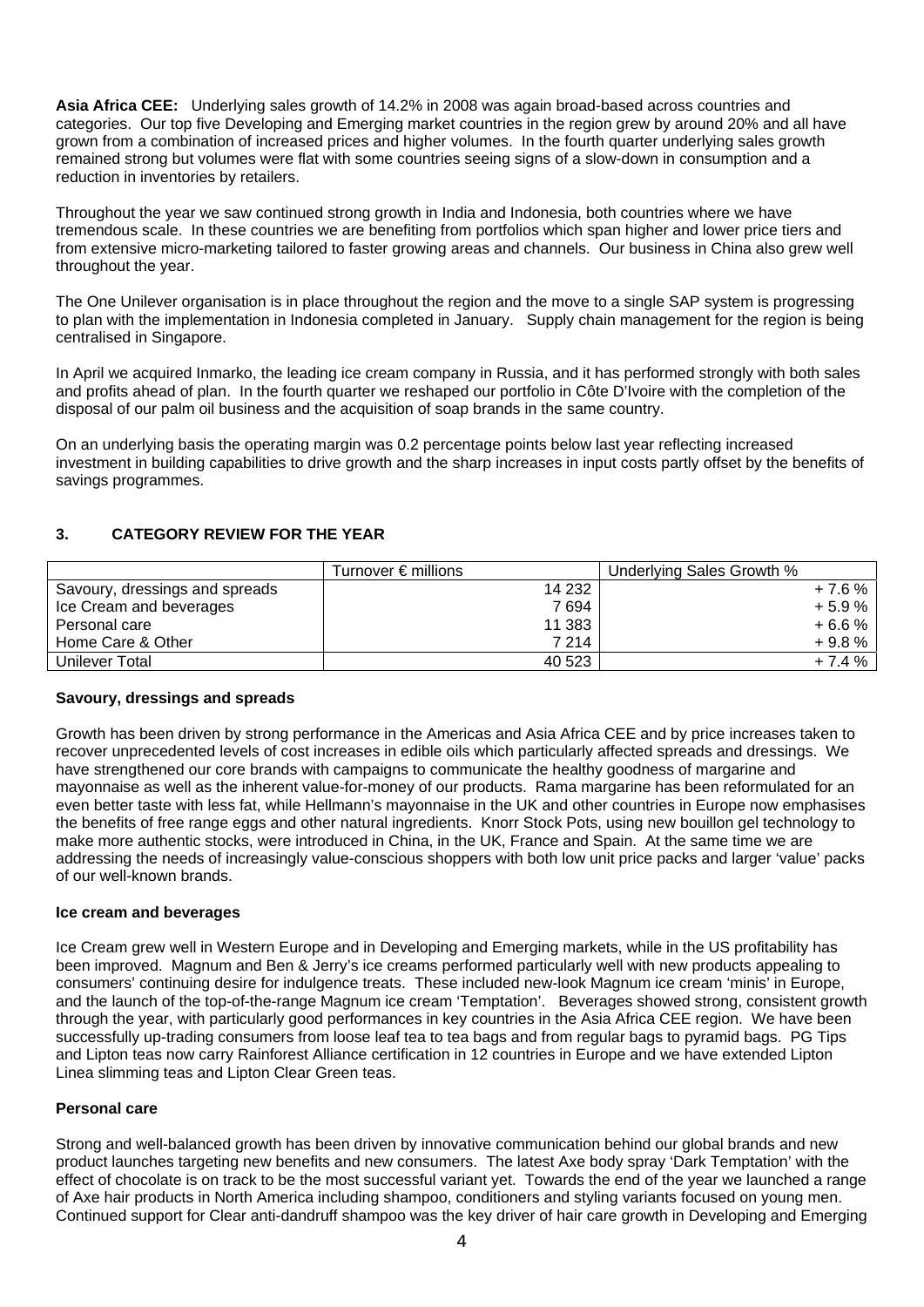**Asia Africa CEE:** Underlying sales growth of 14.2% in 2008 was again broad-based across countries and categories. Our top five Developing and Emerging market countries in the region grew by around 20% and all have grown from a combination of increased prices and higher volumes. In the fourth quarter underlying sales growth remained strong but volumes were flat with some countries seeing signs of a slow-down in consumption and a reduction in inventories by retailers.

Throughout the year we saw continued strong growth in India and Indonesia, both countries where we have tremendous scale. In these countries we are benefiting from portfolios which span higher and lower price tiers and from extensive micro-marketing tailored to faster growing areas and channels. Our business in China also grew well throughout the year.

The One Unilever organisation is in place throughout the region and the move to a single SAP system is progressing to plan with the implementation in Indonesia completed in January. Supply chain management for the region is being centralised in Singapore.

In April we acquired Inmarko, the leading ice cream company in Russia, and it has performed strongly with both sales and profits ahead of plan. In the fourth quarter we reshaped our portfolio in Côte D'Ivoire with the completion of the disposal of our palm oil business and the acquisition of soap brands in the same country.

On an underlying basis the operating margin was 0.2 percentage points below last year reflecting increased investment in building capabilities to drive growth and the sharp increases in input costs partly offset by the benefits of savings programmes.

## 3. CATEGORY REVIEW FOR THE YEAR

| | Turnover € millions | Underlying Sales Growth % |
|---|---|---|
| Savoury, dressings and spreads | 14 232 | + 7.6 % |
| Ice Cream and beverages | 7 694 | + 5.9 % |
| Personal care | 11 383 | + 6.6 % |
| Home Care & Other | 7 214 | + 9.8 % |
| Unilever Total | 40 523 | + 7.4 % |

### Savoury, dressings and spreads

Growth has been driven by strong performance in the Americas and Asia Africa CEE and by price increases taken to recover unprecedented levels of cost increases in edible oils which particularly affected spreads and dressings. We have strengthened our core brands with campaigns to communicate the healthy goodness of margarine and mayonnaise as well as the inherent value-for-money of our products. Rama margarine has been reformulated for an even better taste with less fat, while Hellmann's mayonnaise in the UK and other countries in Europe now emphasises the benefits of free range eggs and other natural ingredients. Knorr Stock Pots, using new bouillon gel technology to make more authentic stocks, were introduced in China, in the UK, France and Spain. At the same time we are addressing the needs of increasingly value-conscious shoppers with both low unit price packs and larger 'value' packs of our well-known brands.

### Ice cream and beverages

Ice Cream grew well in Western Europe and in Developing and Emerging markets, while in the US profitability has been improved. Magnum and Ben & Jerry's ice creams performed particularly well with new products appealing to consumers' continuing desire for indulgence treats. These included new-look Magnum ice cream 'minis' in Europe, and the launch of the top-of-the-range Magnum ice cream 'Temptation'. Beverages showed strong, consistent growth through the year, with particularly good performances in key countries in the Asia Africa CEE region. We have been successfully up-trading consumers from loose leaf tea to tea bags and from regular bags to pyramid bags. PG Tips and Lipton teas now carry Rainforest Alliance certification in 12 countries in Europe and we have extended Lipton Linea slimming teas and Lipton Clear Green teas.

### Personal care

Strong and well-balanced growth has been driven by innovative communication behind our global brands and new product launches targeting new benefits and new consumers. The latest Axe body spray 'Dark Temptation' with the effect of chocolate is on track to be the most successful variant yet. Towards the end of the year we launched a range of Axe hair products in North America including shampoo, conditioners and styling variants focused on young men. Continued support for Clear anti-dandruff shampoo was the key driver of hair care growth in Developing and Emerging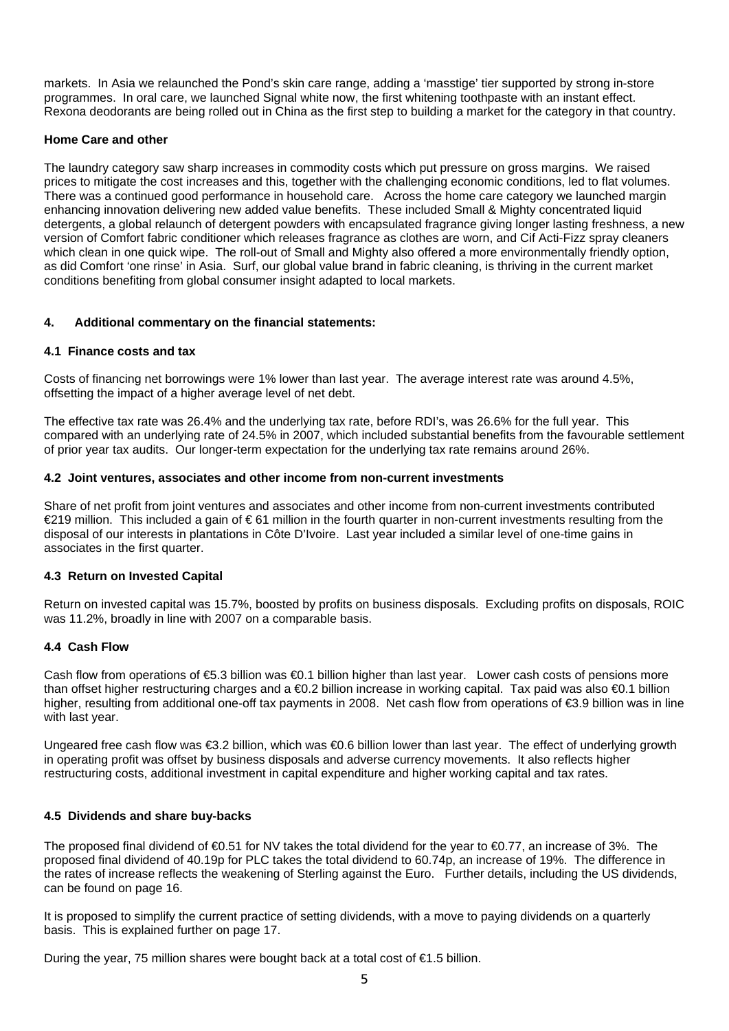markets. In Asia we relaunched the Pond's skin care range, adding a 'masstige' tier supported by strong in-store programmes. In oral care, we launched Signal white now, the first whitening toothpaste with an instant effect. Rexona deodorants are being rolled out in China as the first step to building a market for the category in that country.

**Home Care and other**

The laundry category saw sharp increases in commodity costs which put pressure on gross margins. We raised prices to mitigate the cost increases and this, together with the challenging economic conditions, led to flat volumes. There was a continued good performance in household care. Across the home care category we launched margin enhancing innovation delivering new added value benefits. These included Small & Mighty concentrated liquid detergents, a global relaunch of detergent powders with encapsulated fragrance giving longer lasting freshness, a new version of Comfort fabric conditioner which releases fragrance as clothes are worn, and Cif Acti-Fizz spray cleaners which clean in one quick wipe. The roll-out of Small and Mighty also offered a more environmentally friendly option, as did Comfort 'one rinse' in Asia. Surf, our global value brand in fabric cleaning, is thriving in the current market conditions benefiting from global consumer insight adapted to local markets.

## 4. Additional commentary on the financial statements:

### 4.1 Finance costs and tax

Costs of financing net borrowings were 1% lower than last year. The average interest rate was around 4.5%, offsetting the impact of a higher average level of net debt.

The effective tax rate was 26.4% and the underlying tax rate, before RDI's, was 26.6% for the full year. This compared with an underlying rate of 24.5% in 2007, which included substantial benefits from the favourable settlement of prior year tax audits. Our longer-term expectation for the underlying tax rate remains around 26%.

### 4.2 Joint ventures, associates and other income from non-current investments

Share of net profit from joint ventures and associates and other income from non-current investments contributed €219 million. This included a gain of € 61 million in the fourth quarter in non-current investments resulting from the disposal of our interests in plantations in Côte D'Ivoire. Last year included a similar level of one-time gains in associates in the first quarter.

### 4.3 Return on Invested Capital

Return on invested capital was 15.7%, boosted by profits on business disposals. Excluding profits on disposals, ROIC was 11.2%, broadly in line with 2007 on a comparable basis.

### 4.4 Cash Flow

Cash flow from operations of €5.3 billion was €0.1 billion higher than last year. Lower cash costs of pensions more than offset higher restructuring charges and a €0.2 billion increase in working capital. Tax paid was also €0.1 billion higher, resulting from additional one-off tax payments in 2008. Net cash flow from operations of €3.9 billion was in line with last year.

Ungeared free cash flow was €3.2 billion, which was €0.6 billion lower than last year. The effect of underlying growth in operating profit was offset by business disposals and adverse currency movements. It also reflects higher restructuring costs, additional investment in capital expenditure and higher working capital and tax rates.

### 4.5 Dividends and share buy-backs

The proposed final dividend of €0.51 for NV takes the total dividend for the year to €0.77, an increase of 3%. The proposed final dividend of 40.19p for PLC takes the total dividend to 60.74p, an increase of 19%. The difference in the rates of increase reflects the weakening of Sterling against the Euro. Further details, including the US dividends, can be found on page 16.

It is proposed to simplify the current practice of setting dividends, with a move to paying dividends on a quarterly basis. This is explained further on page 17.

During the year, 75 million shares were bought back at a total cost of €1.5 billion.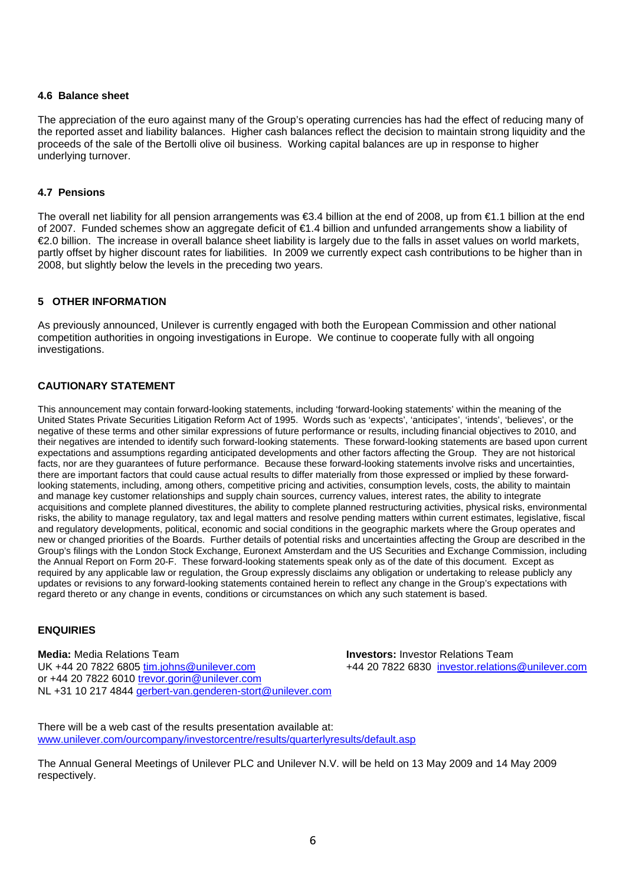### 4.6 Balance sheet

The appreciation of the euro against many of the Group's operating currencies has had the effect of reducing many of the reported asset and liability balances. Higher cash balances reflect the decision to maintain strong liquidity and the proceeds of the sale of the Bertolli olive oil business. Working capital balances are up in response to higher underlying turnover.

### 4.7 Pensions

The overall net liability for all pension arrangements was €3.4 billion at the end of 2008, up from €1.1 billion at the end of 2007. Funded schemes show an aggregate deficit of €1.4 billion and unfunded arrangements show a liability of €2.0 billion. The increase in overall balance sheet liability is largely due to the falls in asset values on world markets, partly offset by higher discount rates for liabilities. In 2009 we currently expect cash contributions to be higher than in 2008, but slightly below the levels in the preceding two years.

## 5 OTHER INFORMATION

As previously announced, Unilever is currently engaged with both the European Commission and other national competition authorities in ongoing investigations in Europe. We continue to cooperate fully with all ongoing investigations.

## CAUTIONARY STATEMENT

This announcement may contain forward-looking statements, including 'forward-looking statements' within the meaning of the United States Private Securities Litigation Reform Act of 1995. Words such as 'expects', 'anticipates', 'intends', 'believes', or the negative of these terms and other similar expressions of future performance or results, including financial objectives to 2010, and their negatives are intended to identify such forward-looking statements. These forward-looking statements are based upon current expectations and assumptions regarding anticipated developments and other factors affecting the Group. They are not historical facts, nor are they guarantees of future performance. Because these forward-looking statements involve risks and uncertainties, there are important factors that could cause actual results to differ materially from those expressed or implied by these forward-looking statements, including, among others, competitive pricing and activities, consumption levels, costs, the ability to maintain and manage key customer relationships and supply chain sources, currency values, interest rates, the ability to integrate acquisitions and complete planned divestitures, the ability to complete planned restructuring activities, physical risks, environmental risks, the ability to manage regulatory, tax and legal matters and resolve pending matters within current estimates, legislative, fiscal and regulatory developments, political, economic and social conditions in the geographic markets where the Group operates and new or changed priorities of the Boards. Further details of potential risks and uncertainties affecting the Group are described in the Group's filings with the London Stock Exchange, Euronext Amsterdam and the US Securities and Exchange Commission, including the Annual Report on Form 20-F. These forward-looking statements speak only as of the date of this document. Except as required by any applicable law or regulation, the Group expressly disclaims any obligation or undertaking to release publicly any updates or revisions to any forward-looking statements contained herein to reflect any change in the Group's expectations with regard thereto or any change in events, conditions or circumstances on which any such statement is based.

## ENQUIRIES

**Media:** Media Relations Team
UK +44 20 7822 6805 tim.johns@unilever.com
or +44 20 7822 6010 trevor.gorin@unilever.com
NL +31 10 217 4844 gerbert-van.genderen-stort@unilever.com

**Investors:** Investor Relations Team
+44 20 7822 6830 investor.relations@unilever.com

There will be a web cast of the results presentation available at:
www.unilever.com/ourcompany/investorcentre/results/quarterlyresults/default.asp

The Annual General Meetings of Unilever PLC and Unilever N.V. will be held on 13 May 2009 and 14 May 2009 respectively.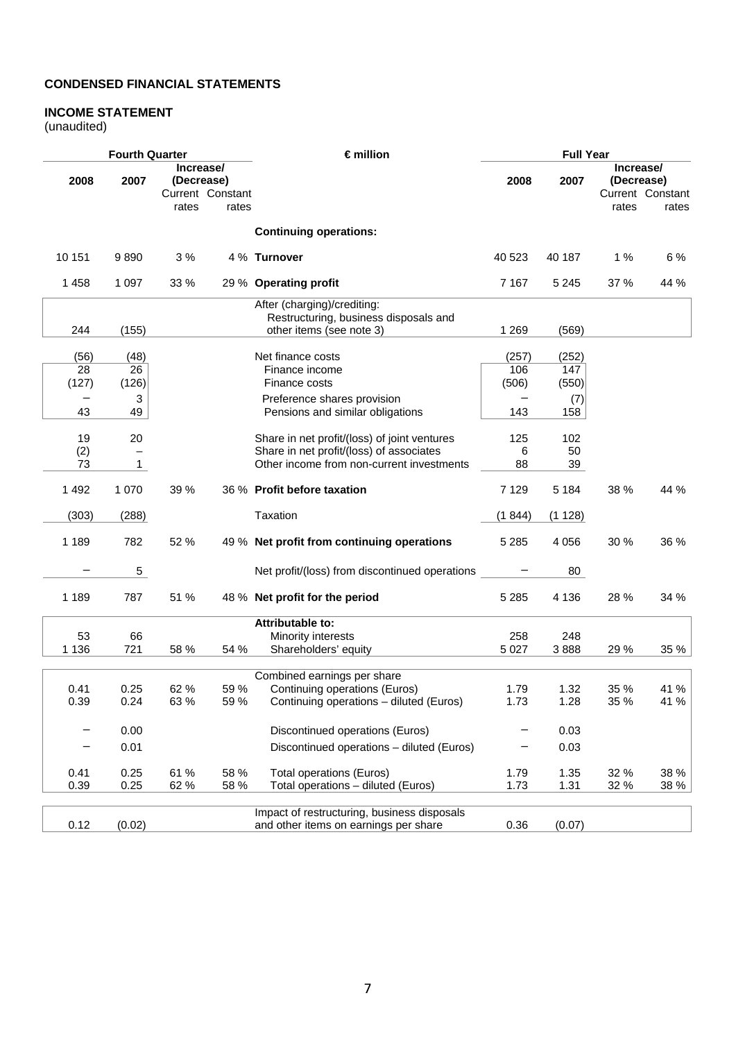**CONDENSED FINANCIAL STATEMENTS**

**INCOME STATEMENT**
(unaudited)

| Fourth Quarter | | | | € million | Full Year | | | |
|---|---|---|---|---|---|---|---|---|
| 2008 | 2007 | Increase/ (Decrease) Current rates | Constant rates | | 2008 | 2007 | Increase/ (Decrease) Current rates | Constant rates |
| | | | | **Continuing operations:** | | | | |
| 10 151 | 9 890 | 3 % | 4 % | **Turnover** | 40 523 | 40 187 | 1 % | 6 % |
| 1 458 | 1 097 | 33 % | 29 % | **Operating profit** | 7 167 | 5 245 | 37 % | 44 % |
| | | | | After (charging)/crediting: | | | | |
| 244 | (155) | | | Restructuring, business disposals and other items (see note 3) | 1 269 | (569) | | |
| (56) | (48) | | | Net finance costs | (257) | (252) | | |
| 28 | 26 | | | Finance income | 106 | 147 | | |
| (127) | (126) | | | Finance costs | (506) | (550) | | |
| – | 3 | | | Preference shares provision | – | (7) | | |
| 43 | 49 | | | Pensions and similar obligations | 143 | 158 | | |
| 19 | 20 | | | Share in net profit/(loss) of joint ventures | 125 | 102 | | |
| (2) | – | | | Share in net profit/(loss) of associates | 6 | 50 | | |
| 73 | 1 | | | Other income from non-current investments | 88 | 39 | | |
| 1 492 | 1 070 | 39 % | 36 % | **Profit before taxation** | 7 129 | 5 184 | 38 % | 44 % |
| (303) | (288) | | | Taxation | (1 844) | (1 128) | | |
| 1 189 | 782 | 52 % | 49 % | **Net profit from continuing operations** | 5 285 | 4 056 | 30 % | 36 % |
| – | 5 | | | Net profit/(loss) from discontinued operations | – | 80 | | |
| 1 189 | 787 | 51 % | 48 % | **Net profit for the period** | 5 285 | 4 136 | 28 % | 34 % |
| | | | | **Attributable to:** | | | | |
| 53 | 66 | | | Minority interests | 258 | 248 | | |
| 1 136 | 721 | 58 % | 54 % | Shareholders' equity | 5 027 | 3 888 | 29 % | 35 % |
| | | | | Combined earnings per share | | | | |
| 0.41 | 0.25 | 62 % | 59 % | Continuing operations (Euros) | 1.79 | 1.32 | 35 % | 41 % |
| 0.39 | 0.24 | 63 % | 59 % | Continuing operations – diluted (Euros) | 1.73 | 1.28 | 35 % | 41 % |
| – | 0.00 | | | Discontinued operations (Euros) | – | 0.03 | | |
| – | 0.01 | | | Discontinued operations – diluted (Euros) | – | 0.03 | | |
| 0.41 | 0.25 | 61 % | 58 % | Total operations (Euros) | 1.79 | 1.35 | 32 % | 38 % |
| 0.39 | 0.25 | 62 % | 58 % | Total operations – diluted (Euros) | 1.73 | 1.31 | 32 % | 38 % |
| 0.12 | (0.02) | | | Impact of restructuring, business disposals and other items on earnings per share | 0.36 | (0.07) | | |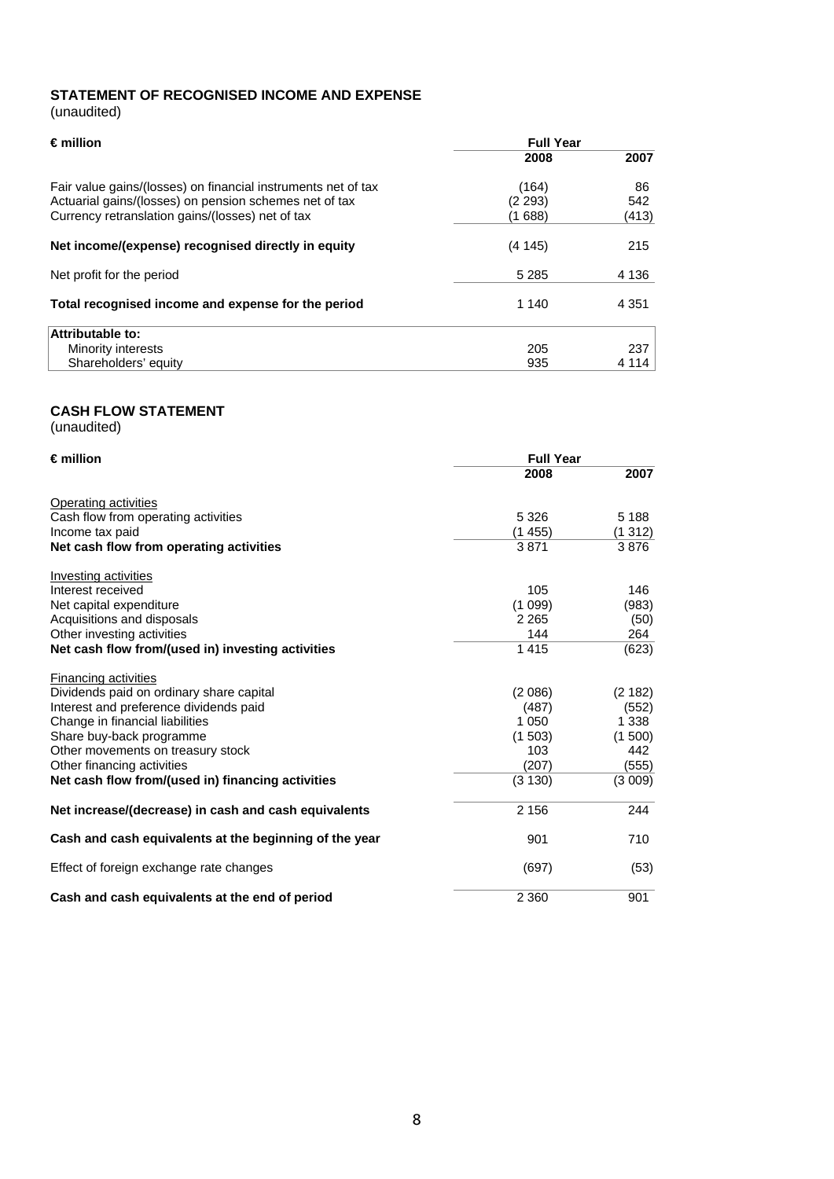## STATEMENT OF RECOGNISED INCOME AND EXPENSE

(unaudited)

| € million | Full Year | |
|---|---|---|
| | **2008** | **2007** |
| Fair value gains/(losses) on financial instruments net of tax | (164) | 86 |
| Actuarial gains/(losses) on pension schemes net of tax | (2 293) | 542 |
| Currency retranslation gains/(losses) net of tax | (1 688) | (413) |
| **Net income/(expense) recognised directly in equity** | (4 145) | 215 |
| Net profit for the period | 5 285 | 4 136 |
| **Total recognised income and expense for the period** | 1 140 | 4 351 |
| **Attributable to:** | | |
| Minority interests | 205 | 237 |
| Shareholders' equity | 935 | 4 114 |

## CASH FLOW STATEMENT

(unaudited)

| € million | Full Year | |
|---|---|---|
| | **2008** | **2007** |
| Operating activities | | |
| Cash flow from operating activities | 5 326 | 5 188 |
| Income tax paid | (1 455) | (1 312) |
| **Net cash flow from operating activities** | 3 871 | 3 876 |
| Investing activities | | |
| Interest received | 105 | 146 |
| Net capital expenditure | (1 099) | (983) |
| Acquisitions and disposals | 2 265 | (50) |
| Other investing activities | 144 | 264 |
| **Net cash flow from/(used in) investing activities** | 1 415 | (623) |
| Financing activities | | |
| Dividends paid on ordinary share capital | (2 086) | (2 182) |
| Interest and preference dividends paid | (487) | (552) |
| Change in financial liabilities | 1 050 | 1 338 |
| Share buy-back programme | (1 503) | (1 500) |
| Other movements on treasury stock | 103 | 442 |
| Other financing activities | (207) | (555) |
| **Net cash flow from/(used in) financing activities** | (3 130) | (3 009) |
| **Net increase/(decrease) in cash and cash equivalents** | 2 156 | 244 |
| **Cash and cash equivalents at the beginning of the year** | 901 | 710 |
| Effect of foreign exchange rate changes | (697) | (53) |
| **Cash and cash equivalents at the end of period** | 2 360 | 901 |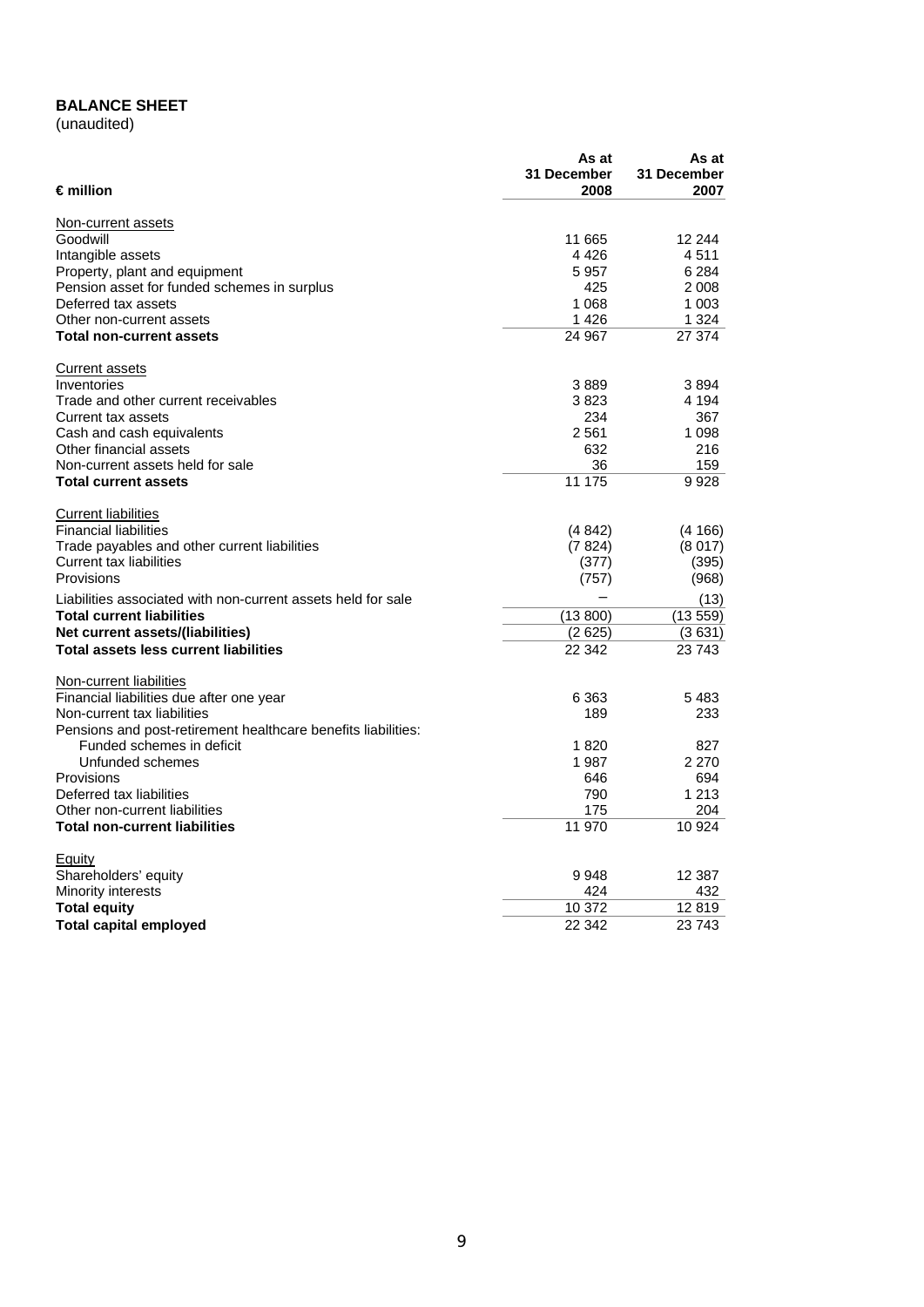**BALANCE SHEET**
(unaudited)

| € million | As at 31 December 2008 | As at 31 December 2007 |
|---|---|---|
| Non-current assets | | |
| Goodwill | 11 665 | 12 244 |
| Intangible assets | 4 426 | 4 511 |
| Property, plant and equipment | 5 957 | 6 284 |
| Pension asset for funded schemes in surplus | 425 | 2 008 |
| Deferred tax assets | 1 068 | 1 003 |
| Other non-current assets | 1 426 | 1 324 |
| **Total non-current assets** | 24 967 | 27 374 |
| Current assets | | |
| Inventories | 3 889 | 3 894 |
| Trade and other current receivables | 3 823 | 4 194 |
| Current tax assets | 234 | 367 |
| Cash and cash equivalents | 2 561 | 1 098 |
| Other financial assets | 632 | 216 |
| Non-current assets held for sale | 36 | 159 |
| **Total current assets** | 11 175 | 9 928 |
| Current liabilities | | |
| Financial liabilities | (4 842) | (4 166) |
| Trade payables and other current liabilities | (7 824) | (8 017) |
| Current tax liabilities | (377) | (395) |
| Provisions | (757) | (968) |
| Liabilities associated with non-current assets held for sale | – | (13) |
| **Total current liabilities** | (13 800) | (13 559) |
| **Net current assets/(liabilities)** | (2 625) | (3 631) |
| **Total assets less current liabilities** | 22 342 | 23 743 |
| Non-current liabilities | | |
| Financial liabilities due after one year | 6 363 | 5 483 |
| Non-current tax liabilities | 189 | 233 |
| Pensions and post-retirement healthcare benefits liabilities: | | |
| Funded schemes in deficit | 1 820 | 827 |
| Unfunded schemes | 1 987 | 2 270 |
| Provisions | 646 | 694 |
| Deferred tax liabilities | 790 | 1 213 |
| Other non-current liabilities | 175 | 204 |
| **Total non-current liabilities** | 11 970 | 10 924 |
| Equity | | |
| Shareholders' equity | 9 948 | 12 387 |
| Minority interests | 424 | 432 |
| **Total equity** | 10 372 | 12 819 |
| **Total capital employed** | 22 342 | 23 743 |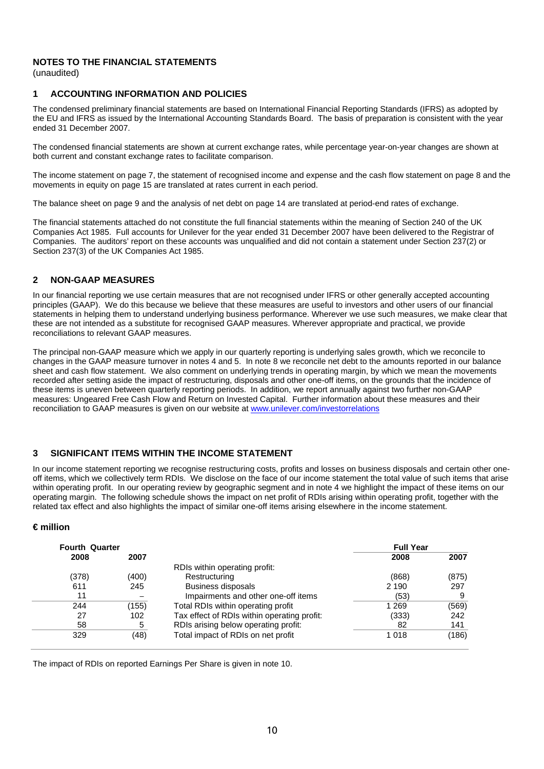## NOTES TO THE FINANCIAL STATEMENTS

(unaudited)

### 1 ACCOUNTING INFORMATION AND POLICIES

The condensed preliminary financial statements are based on International Financial Reporting Standards (IFRS) as adopted by the EU and IFRS as issued by the International Accounting Standards Board. The basis of preparation is consistent with the year ended 31 December 2007.

The condensed financial statements are shown at current exchange rates, while percentage year-on-year changes are shown at both current and constant exchange rates to facilitate comparison.

The income statement on page 7, the statement of recognised income and expense and the cash flow statement on page 8 and the movements in equity on page 15 are translated at rates current in each period.

The balance sheet on page 9 and the analysis of net debt on page 14 are translated at period-end rates of exchange.

The financial statements attached do not constitute the full financial statements within the meaning of Section 240 of the UK Companies Act 1985. Full accounts for Unilever for the year ended 31 December 2007 have been delivered to the Registrar of Companies. The auditors' report on these accounts was unqualified and did not contain a statement under Section 237(2) or Section 237(3) of the UK Companies Act 1985.

### 2 NON-GAAP MEASURES

In our financial reporting we use certain measures that are not recognised under IFRS or other generally accepted accounting principles (GAAP). We do this because we believe that these measures are useful to investors and other users of our financial statements in helping them to understand underlying business performance. Wherever we use such measures, we make clear that these are not intended as a substitute for recognised GAAP measures. Wherever appropriate and practical, we provide reconciliations to relevant GAAP measures.

The principal non-GAAP measure which we apply in our quarterly reporting is underlying sales growth, which we reconcile to changes in the GAAP measure turnover in notes 4 and 5. In note 8 we reconcile net debt to the amounts reported in our balance sheet and cash flow statement. We also comment on underlying trends in operating margin, by which we mean the movements recorded after setting aside the impact of restructuring, disposals and other one-off items, on the grounds that the incidence of these items is uneven between quarterly reporting periods. In addition, we report annually against two further non-GAAP measures: Ungeared Free Cash Flow and Return on Invested Capital. Further information about these measures and their reconciliation to GAAP measures is given on our website at www.unilever.com/investorrelations

### 3 SIGNIFICANT ITEMS WITHIN THE INCOME STATEMENT

In our income statement reporting we recognise restructuring costs, profits and losses on business disposals and certain other one-off items, which we collectively term RDIs. We disclose on the face of our income statement the total value of such items that arise within operating profit. In our operating review by geographic segment and in note 4 we highlight the impact of these items on our operating margin. The following schedule shows the impact on net profit of RDIs arising within operating profit, together with the related tax effect and also highlights the impact of similar one-off items arising elsewhere in the income statement.

**€ million**

| Fourth Quarter 2008 | Fourth Quarter 2007 | | Full Year 2008 | Full Year 2007 |
|---|---|---|---|---|
| | | RDIs within operating profit: | | |
| (378) | (400) | Restructuring | (868) | (875) |
| 611 | 245 | Business disposals | 2 190 | 297 |
| 11 | – | Impairments and other one-off items | (53) | 9 |
| 244 | (155) | Total RDIs within operating profit | 1 269 | (569) |
| 27 | 102 | Tax effect of RDIs within operating profit: | (333) | 242 |
| 58 | 5 | RDIs arising below operating profit: | 82 | 141 |
| 329 | (48) | Total impact of RDIs on net profit | 1 018 | (186) |

The impact of RDIs on reported Earnings Per Share is given in note 10.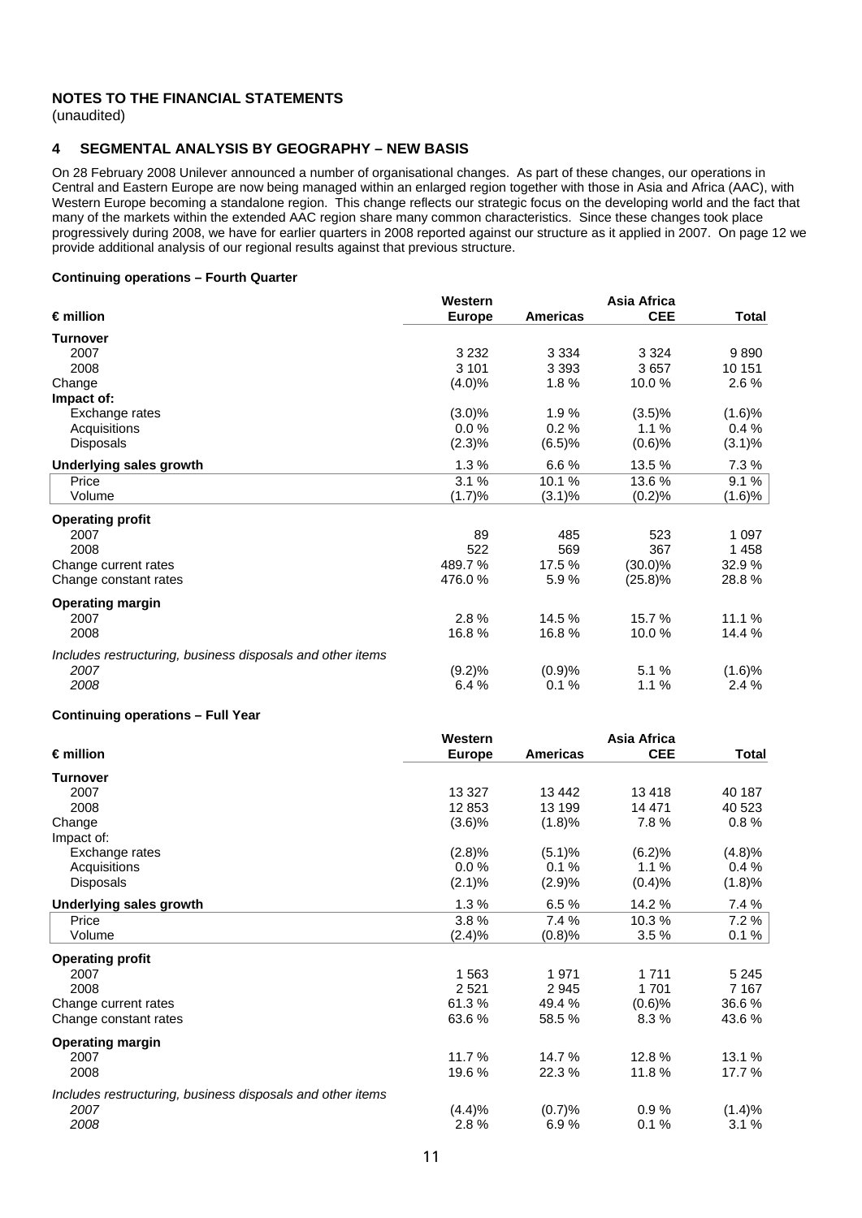## NOTES TO THE FINANCIAL STATEMENTS

(unaudited)

### 4 SEGMENTAL ANALYSIS BY GEOGRAPHY – NEW BASIS

On 28 February 2008 Unilever announced a number of organisational changes. As part of these changes, our operations in Central and Eastern Europe are now being managed within an enlarged region together with those in Asia and Africa (AAC), with Western Europe becoming a standalone region. This change reflects our strategic focus on the developing world and the fact that many of the markets within the extended AAC region share many common characteristics. Since these changes took place progressively during 2008, we have for earlier quarters in 2008 reported against our structure as it applied in 2007. On page 12 we provide additional analysis of our regional results against that previous structure.

**Continuing operations – Fourth Quarter**

| € million | Western Europe | Americas | Asia Africa CEE | Total |
|---|---|---|---|---|
| **Turnover** | | | | |
| 2007 | 3 232 | 3 334 | 3 324 | 9 890 |
| 2008 | 3 101 | 3 393 | 3 657 | 10 151 |
| Change | (4.0)% | 1.8 % | 10.0 % | 2.6 % |
| **Impact of:** | | | | |
| Exchange rates | (3.0)% | 1.9 % | (3.5)% | (1.6)% |
| Acquisitions | 0.0 % | 0.2 % | 1.1 % | 0.4 % |
| Disposals | (2.3)% | (6.5)% | (0.6)% | (3.1)% |
| **Underlying sales growth** | 1.3 % | 6.6 % | 13.5 % | 7.3 % |
| Price | 3.1 % | 10.1 % | 13.6 % | 9.1 % |
| Volume | (1.7)% | (3.1)% | (0.2)% | (1.6)% |
| **Operating profit** | | | | |
| 2007 | 89 | 485 | 523 | 1 097 |
| 2008 | 522 | 569 | 367 | 1 458 |
| Change current rates | 489.7 % | 17.5 % | (30.0)% | 32.9 % |
| Change constant rates | 476.0 % | 5.9 % | (25.8)% | 28.8 % |
| **Operating margin** | | | | |
| 2007 | 2.8 % | 14.5 % | 15.7 % | 11.1 % |
| 2008 | 16.8 % | 16.8 % | 10.0 % | 14.4 % |
| *Includes restructuring, business disposals and other items* | | | | |
| *2007* | (9.2)% | (0.9)% | 5.1 % | (1.6)% |
| *2008* | 6.4 % | 0.1 % | 1.1 % | 2.4 % |

**Continuing operations – Full Year**

| € million | Western Europe | Americas | Asia Africa CEE | Total |
|---|---|---|---|---|
| **Turnover** | | | | |
| 2007 | 13 327 | 13 442 | 13 418 | 40 187 |
| 2008 | 12 853 | 13 199 | 14 471 | 40 523 |
| Change | (3.6)% | (1.8)% | 7.8 % | 0.8 % |
| Impact of: | | | | |
| Exchange rates | (2.8)% | (5.1)% | (6.2)% | (4.8)% |
| Acquisitions | 0.0 % | 0.1 % | 1.1 % | 0.4 % |
| Disposals | (2.1)% | (2.9)% | (0.4)% | (1.8)% |
| **Underlying sales growth** | 1.3 % | 6.5 % | 14.2 % | 7.4 % |
| Price | 3.8 % | 7.4 % | 10.3 % | 7.2 % |
| Volume | (2.4)% | (0.8)% | 3.5 % | 0.1 % |
| **Operating profit** | | | | |
| 2007 | 1 563 | 1 971 | 1 711 | 5 245 |
| 2008 | 2 521 | 2 945 | 1 701 | 7 167 |
| Change current rates | 61.3 % | 49.4 % | (0.6)% | 36.6 % |
| Change constant rates | 63.6 % | 58.5 % | 8.3 % | 43.6 % |
| **Operating margin** | | | | |
| 2007 | 11.7 % | 14.7 % | 12.8 % | 13.1 % |
| 2008 | 19.6 % | 22.3 % | 11.8 % | 17.7 % |
| *Includes restructuring, business disposals and other items* | | | | |
| *2007* | (4.4)% | (0.7)% | 0.9 % | (1.4)% |
| *2008* | 2.8 % | 6.9 % | 0.1 % | 3.1 % |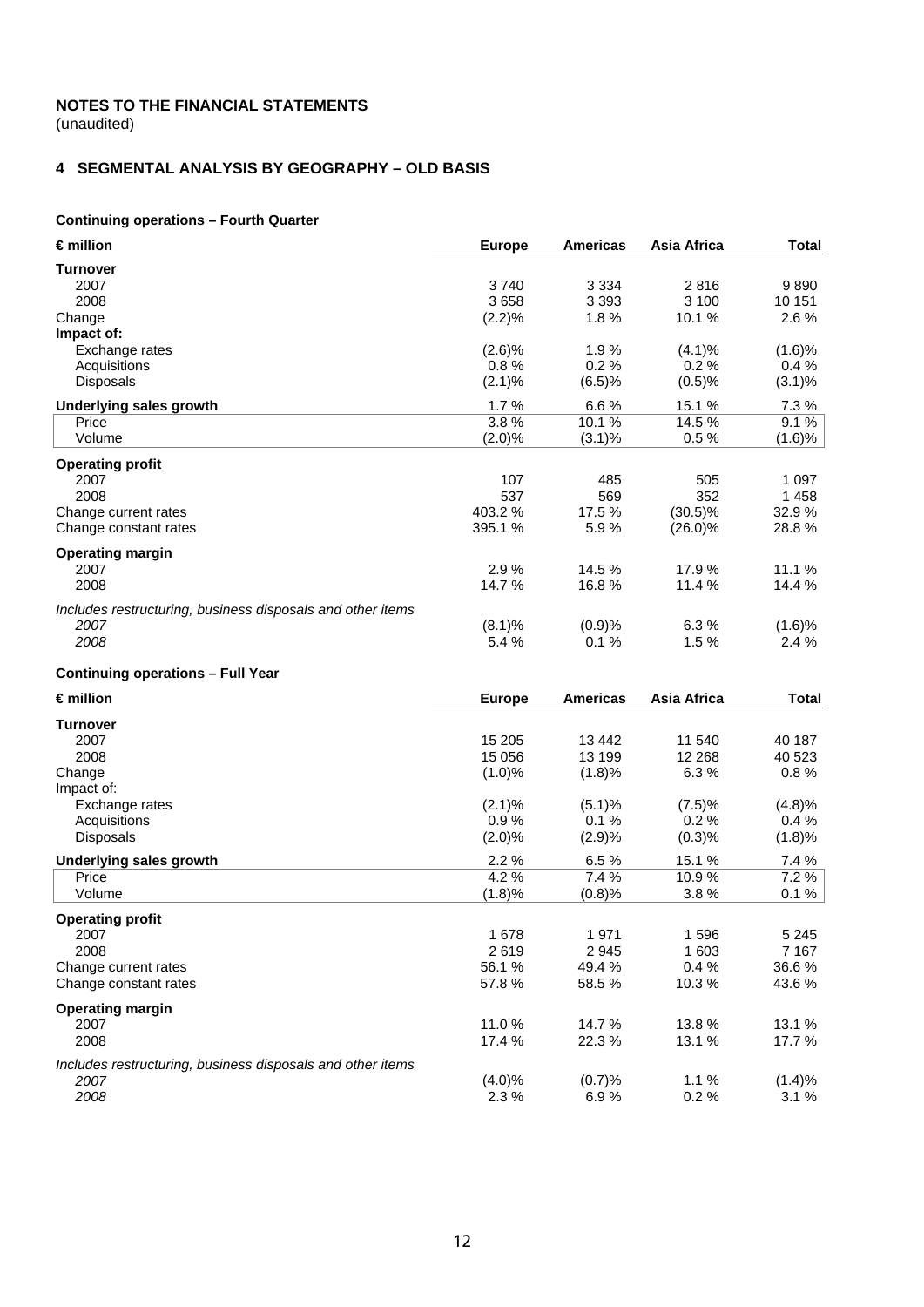**NOTES TO THE FINANCIAL STATEMENTS**
(unaudited)

## 4 SEGMENTAL ANALYSIS BY GEOGRAPHY – OLD BASIS

**Continuing operations – Fourth Quarter**

| **€ million** | **Europe** | **Americas** | **Asia Africa** | **Total** |
|---|---|---|---|---|
| **Turnover** | | | | |
| 2007 | 3 740 | 3 334 | 2 816 | 9 890 |
| 2008 | 3 658 | 3 393 | 3 100 | 10 151 |
| Change | (2.2)% | 1.8 % | 10.1 % | 2.6 % |
| **Impact of:** | | | | |
| Exchange rates | (2.6)% | 1.9 % | (4.1)% | (1.6)% |
| Acquisitions | 0.8 % | 0.2 % | 0.2 % | 0.4 % |
| Disposals | (2.1)% | (6.5)% | (0.5)% | (3.1)% |
| **Underlying sales growth** | 1.7 % | 6.6 % | 15.1 % | 7.3 % |
| Price | 3.8 % | 10.1 % | 14.5 % | 9.1 % |
| Volume | (2.0)% | (3.1)% | 0.5 % | (1.6)% |
| **Operating profit** | | | | |
| 2007 | 107 | 485 | 505 | 1 097 |
| 2008 | 537 | 569 | 352 | 1 458 |
| Change current rates | 403.2 % | 17.5 % | (30.5)% | 32.9 % |
| Change constant rates | 395.1 % | 5.9 % | (26.0)% | 28.8 % |
| **Operating margin** | | | | |
| 2007 | 2.9 % | 14.5 % | 17.9 % | 11.1 % |
| 2008 | 14.7 % | 16.8 % | 11.4 % | 14.4 % |
| *Includes restructuring, business disposals and other items* | | | | |
| *2007* | (8.1)% | (0.9)% | 6.3 % | (1.6)% |
| *2008* | 5.4 % | 0.1 % | 1.5 % | 2.4 % |

**Continuing operations – Full Year**

| **€ million** | **Europe** | **Americas** | **Asia Africa** | **Total** |
|---|---|---|---|---|
| **Turnover** | | | | |
| 2007 | 15 205 | 13 442 | 11 540 | 40 187 |
| 2008 | 15 056 | 13 199 | 12 268 | 40 523 |
| Change | (1.0)% | (1.8)% | 6.3 % | 0.8 % |
| Impact of: | | | | |
| Exchange rates | (2.1)% | (5.1)% | (7.5)% | (4.8)% |
| Acquisitions | 0.9 % | 0.1 % | 0.2 % | 0.4 % |
| Disposals | (2.0)% | (2.9)% | (0.3)% | (1.8)% |
| **Underlying sales growth** | 2.2 % | 6.5 % | 15.1 % | 7.4 % |
| Price | 4.2 % | 7.4 % | 10.9 % | 7.2 % |
| Volume | (1.8)% | (0.8)% | 3.8 % | 0.1 % |
| **Operating profit** | | | | |
| 2007 | 1 678 | 1 971 | 1 596 | 5 245 |
| 2008 | 2 619 | 2 945 | 1 603 | 7 167 |
| Change current rates | 56.1 % | 49.4 % | 0.4 % | 36.6 % |
| Change constant rates | 57.8 % | 58.5 % | 10.3 % | 43.6 % |
| **Operating margin** | | | | |
| 2007 | 11.0 % | 14.7 % | 13.8 % | 13.1 % |
| 2008 | 17.4 % | 22.3 % | 13.1 % | 17.7 % |
| *Includes restructuring, business disposals and other items* | | | | |
| *2007* | (4.0)% | (0.7)% | 1.1 % | (1.4)% |
| *2008* | 2.3 % | 6.9 % | 0.2 % | 3.1 % |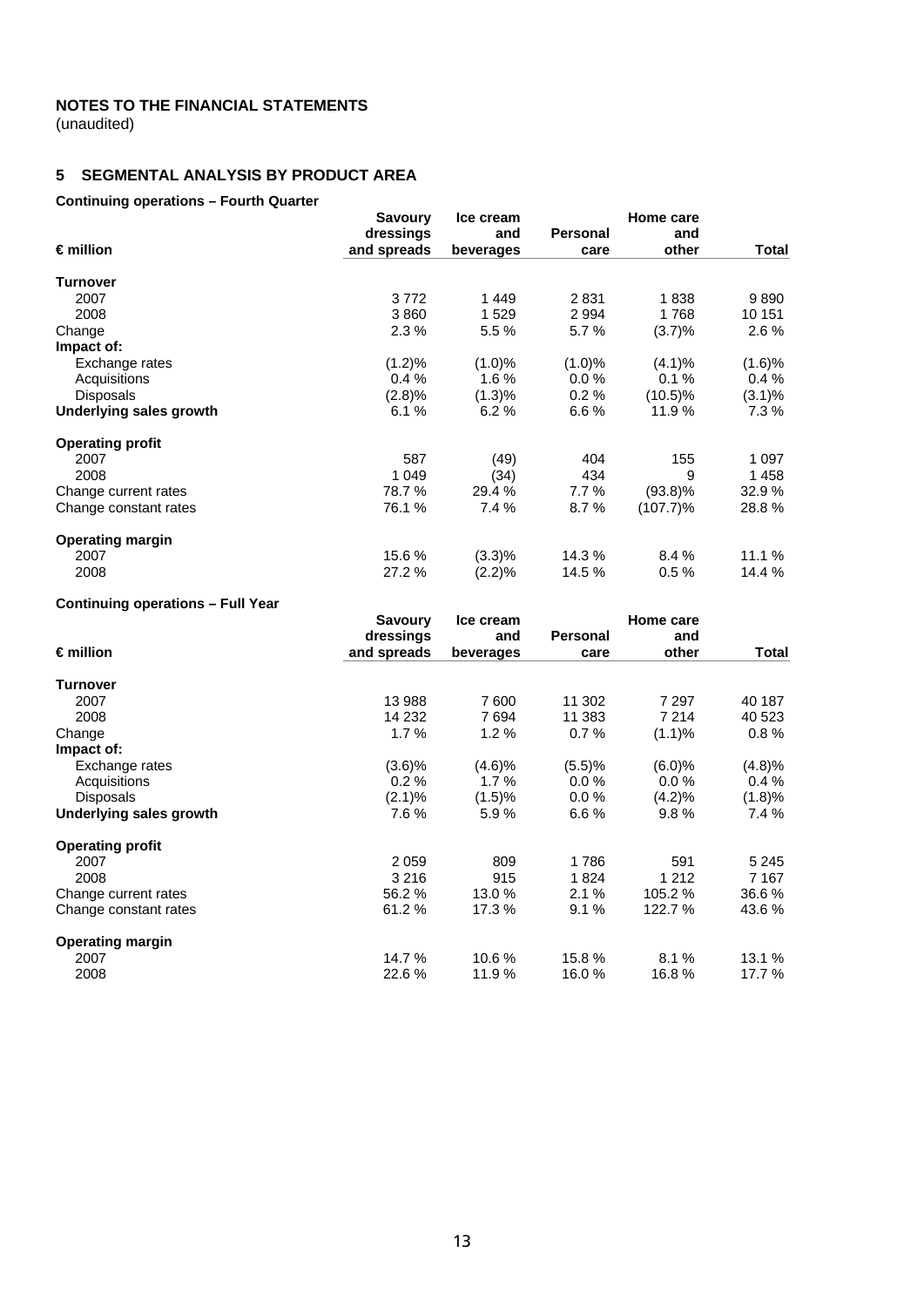# NOTES TO THE FINANCIAL STATEMENTS
(unaudited)

## 5 SEGMENTAL ANALYSIS BY PRODUCT AREA

**Continuing operations – Fourth Quarter**

| € million | Savoury dressings and spreads | Ice cream and beverages | Personal care | Home care and other | Total |
|---|---|---|---|---|---|
| **Turnover** | | | | | |
| 2007 | 3 772 | 1 449 | 2 831 | 1 838 | 9 890 |
| 2008 | 3 860 | 1 529 | 2 994 | 1 768 | 10 151 |
| Change | 2.3 % | 5.5 % | 5.7 % | (3.7)% | 2.6 % |
| **Impact of:** | | | | | |
| Exchange rates | (1.2)% | (1.0)% | (1.0)% | (4.1)% | (1.6)% |
| Acquisitions | 0.4 % | 1.6 % | 0.0 % | 0.1 % | 0.4 % |
| Disposals | (2.8)% | (1.3)% | 0.2 % | (10.5)% | (3.1)% |
| **Underlying sales growth** | 6.1 % | 6.2 % | 6.6 % | 11.9 % | 7.3 % |
| **Operating profit** | | | | | |
| 2007 | 587 | (49) | 404 | 155 | 1 097 |
| 2008 | 1 049 | (34) | 434 | 9 | 1 458 |
| Change current rates | 78.7 % | 29.4 % | 7.7 % | (93.8)% | 32.9 % |
| Change constant rates | 76.1 % | 7.4 % | 8.7 % | (107.7)% | 28.8 % |
| **Operating margin** | | | | | |
| 2007 | 15.6 % | (3.3)% | 14.3 % | 8.4 % | 11.1 % |
| 2008 | 27.2 % | (2.2)% | 14.5 % | 0.5 % | 14.4 % |

**Continuing operations – Full Year**

| € million | Savoury dressings and spreads | Ice cream and beverages | Personal care | Home care and other | Total |
|---|---|---|---|---|---|
| **Turnover** | | | | | |
| 2007 | 13 988 | 7 600 | 11 302 | 7 297 | 40 187 |
| 2008 | 14 232 | 7 694 | 11 383 | 7 214 | 40 523 |
| Change | 1.7 % | 1.2 % | 0.7 % | (1.1)% | 0.8 % |
| **Impact of:** | | | | | |
| Exchange rates | (3.6)% | (4.6)% | (5.5)% | (6.0)% | (4.8)% |
| Acquisitions | 0.2 % | 1.7 % | 0.0 % | 0.0 % | 0.4 % |
| Disposals | (2.1)% | (1.5)% | 0.0 % | (4.2)% | (1.8)% |
| **Underlying sales growth** | 7.6 % | 5.9 % | 6.6 % | 9.8 % | 7.4 % |
| **Operating profit** | | | | | |
| 2007 | 2 059 | 809 | 1 786 | 591 | 5 245 |
| 2008 | 3 216 | 915 | 1 824 | 1 212 | 7 167 |
| Change current rates | 56.2 % | 13.0 % | 2.1 % | 105.2 % | 36.6 % |
| Change constant rates | 61.2 % | 17.3 % | 9.1 % | 122.7 % | 43.6 % |
| **Operating margin** | | | | | |
| 2007 | 14.7 % | 10.6 % | 15.8 % | 8.1 % | 13.1 % |
| 2008 | 22.6 % | 11.9 % | 16.0 % | 16.8 % | 17.7 % |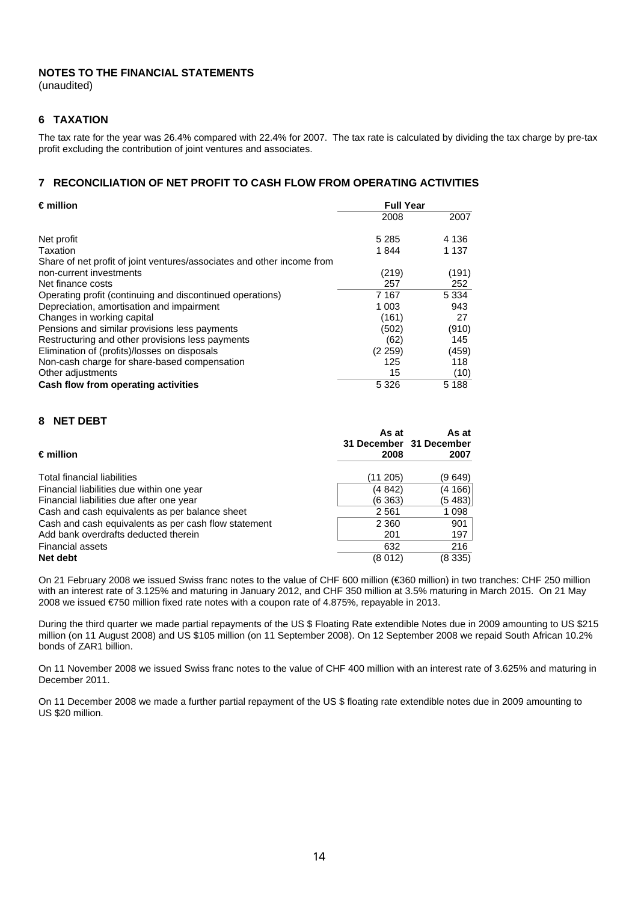# NOTES TO THE FINANCIAL STATEMENTS

(unaudited)

## 6 TAXATION

The tax rate for the year was 26.4% compared with 22.4% for 2007. The tax rate is calculated by dividing the tax charge by pre-tax profit excluding the contribution of joint ventures and associates.

## 7 RECONCILIATION OF NET PROFIT TO CASH FLOW FROM OPERATING ACTIVITIES

| € million | Full Year | |
|---|---|---|
| | 2008 | 2007 |
| Net profit | 5 285 | 4 136 |
| Taxation | 1 844 | 1 137 |
| Share of net profit of joint ventures/associates and other income from non-current investments | (219) | (191) |
| Net finance costs | 257 | 252 |
| Operating profit (continuing and discontinued operations) | 7 167 | 5 334 |
| Depreciation, amortisation and impairment | 1 003 | 943 |
| Changes in working capital | (161) | 27 |
| Pensions and similar provisions less payments | (502) | (910) |
| Restructuring and other provisions less payments | (62) | 145 |
| Elimination of (profits)/losses on disposals | (2 259) | (459) |
| Non-cash charge for share-based compensation | 125 | 118 |
| Other adjustments | 15 | (10) |
| **Cash flow from operating activities** | **5 326** | **5 188** |

## 8 NET DEBT

| € million | As at 31 December 2008 | As at 31 December 2007 |
|---|---|---|
| Total financial liabilities | (11 205) | (9 649) |
| Financial liabilities due within one year | (4 842) | (4 166) |
| Financial liabilities due after one year | (6 363) | (5 483) |
| Cash and cash equivalents as per balance sheet | 2 561 | 1 098 |
| Cash and cash equivalents as per cash flow statement | 2 360 | 901 |
| Add bank overdrafts deducted therein | 201 | 197 |
| Financial assets | 632 | 216 |
| **Net debt** | **(8 012)** | **(8 335)** |

On 21 February 2008 we issued Swiss franc notes to the value of CHF 600 million (€360 million) in two tranches: CHF 250 million with an interest rate of 3.125% and maturing in January 2012, and CHF 350 million at 3.5% maturing in March 2015. On 21 May 2008 we issued €750 million fixed rate notes with a coupon rate of 4.875%, repayable in 2013.

During the third quarter we made partial repayments of the US $ Floating Rate extendible Notes due in 2009 amounting to US $215 million (on 11 August 2008) and US $105 million (on 11 September 2008). On 12 September 2008 we repaid South African 10.2% bonds of ZAR1 billion.

On 11 November 2008 we issued Swiss franc notes to the value of CHF 400 million with an interest rate of 3.625% and maturing in December 2011.

On 11 December 2008 we made a further partial repayment of the US $ floating rate extendible notes due in 2009 amounting to US $20 million.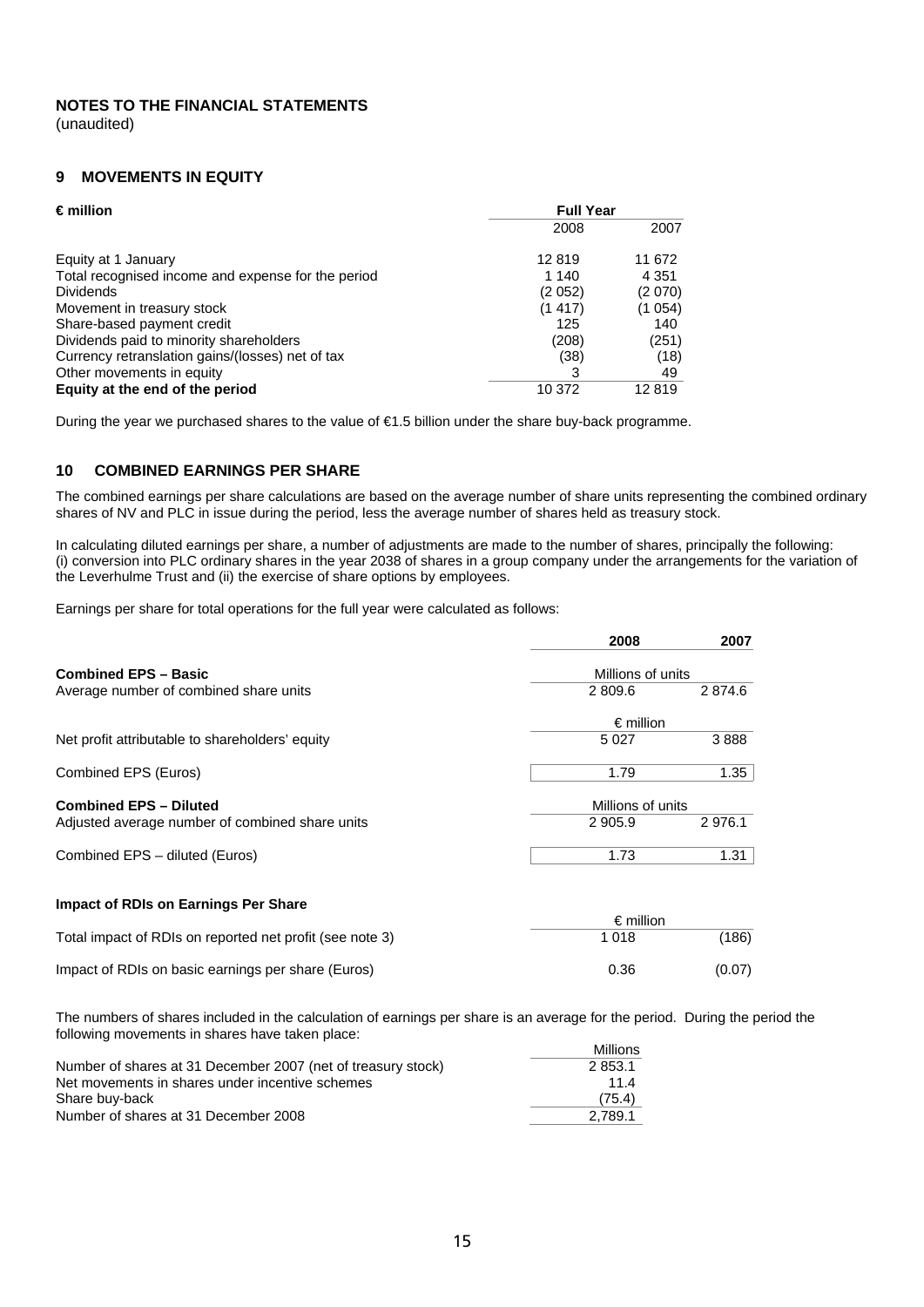## NOTES TO THE FINANCIAL STATEMENTS

(unaudited)

### 9 MOVEMENTS IN EQUITY

| € million | Full Year | |
|---|---|---|
| | 2008 | 2007 |
| Equity at 1 January | 12 819 | 11 672 |
| Total recognised income and expense for the period | 1 140 | 4 351 |
| Dividends | (2 052) | (2 070) |
| Movement in treasury stock | (1 417) | (1 054) |
| Share-based payment credit | 125 | 140 |
| Dividends paid to minority shareholders | (208) | (251) |
| Currency retranslation gains/(losses) net of tax | (38) | (18) |
| Other movements in equity | 3 | 49 |
| **Equity at the end of the period** | 10 372 | 12 819 |

During the year we purchased shares to the value of €1.5 billion under the share buy-back programme.

### 10 COMBINED EARNINGS PER SHARE

The combined earnings per share calculations are based on the average number of share units representing the combined ordinary shares of NV and PLC in issue during the period, less the average number of shares held as treasury stock.

In calculating diluted earnings per share, a number of adjustments are made to the number of shares, principally the following: (i) conversion into PLC ordinary shares in the year 2038 of shares in a group company under the arrangements for the variation of the Leverhulme Trust and (ii) the exercise of share options by employees.

Earnings per share for total operations for the full year were calculated as follows:

| | 2008 | 2007 |
|---|---|---|
| **Combined EPS – Basic** | Millions of units | |
| Average number of combined share units | 2 809.6 | 2 874.6 |
| | € million | |
| Net profit attributable to shareholders' equity | 5 027 | 3 888 |
| Combined EPS (Euros) | 1.79 | 1.35 |
| **Combined EPS – Diluted** | Millions of units | |
| Adjusted average number of combined share units | 2 905.9 | 2 976.1 |
| Combined EPS – diluted (Euros) | 1.73 | 1.31 |
| **Impact of RDIs on Earnings Per Share** | | |
| | € million | |
| Total impact of RDIs on reported net profit (see note 3) | 1 018 | (186) |
| Impact of RDIs on basic earnings per share (Euros) | 0.36 | (0.07) |

The numbers of shares included in the calculation of earnings per share is an average for the period. During the period the following movements in shares have taken place:

| | Millions |
|---|---|
| Number of shares at 31 December 2007 (net of treasury stock) | 2 853.1 |
| Net movements in shares under incentive schemes | 11.4 |
| Share buy-back | (75.4) |
| Number of shares at 31 December 2008 | 2,789.1 |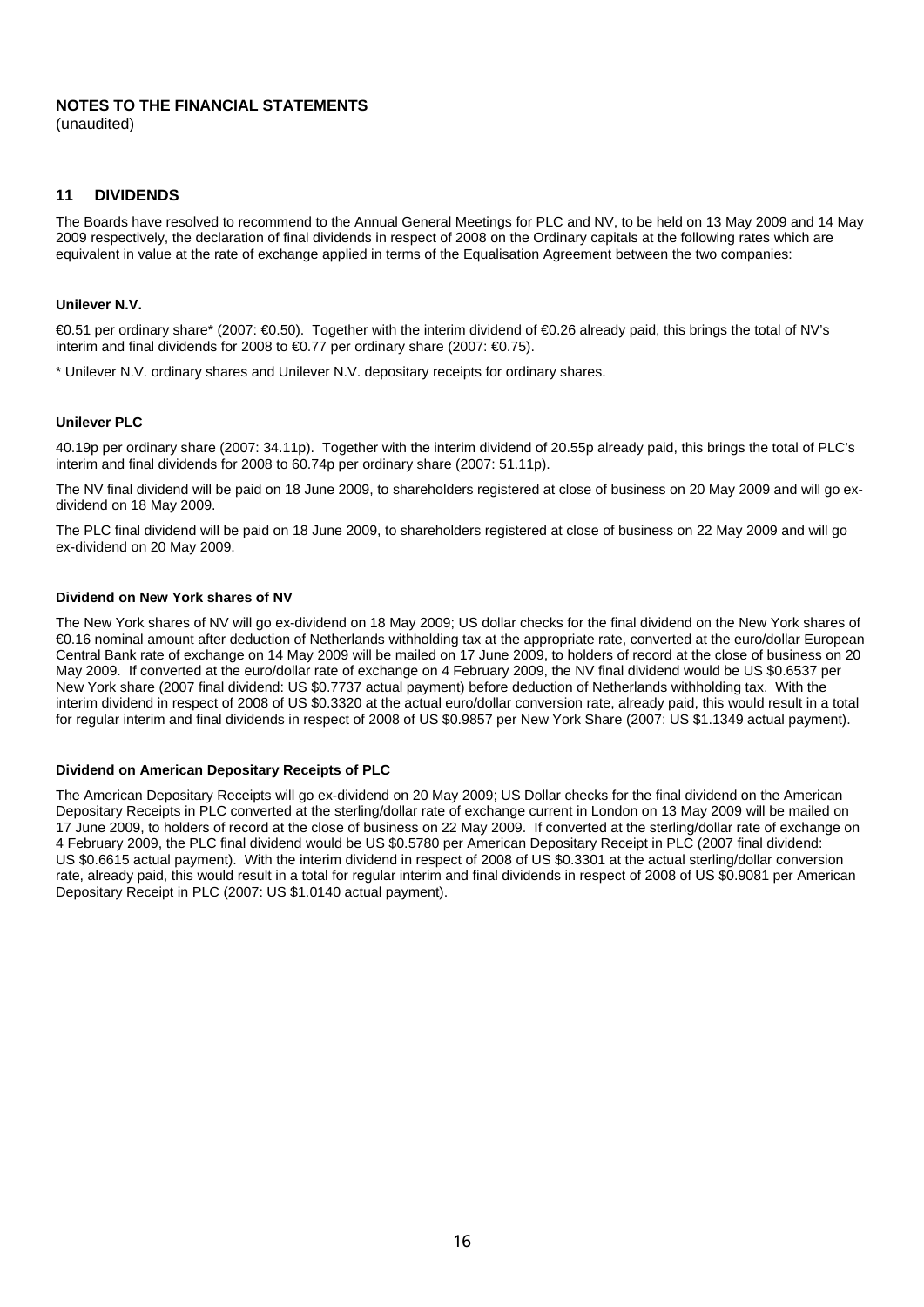**NOTES TO THE FINANCIAL STATEMENTS**
(unaudited)

## 11 DIVIDENDS

The Boards have resolved to recommend to the Annual General Meetings for PLC and NV, to be held on 13 May 2009 and 14 May 2009 respectively, the declaration of final dividends in respect of 2008 on the Ordinary capitals at the following rates which are equivalent in value at the rate of exchange applied in terms of the Equalisation Agreement between the two companies:

### Unilever N.V.

€0.51 per ordinary share* (2007: €0.50). Together with the interim dividend of €0.26 already paid, this brings the total of NV's interim and final dividends for 2008 to €0.77 per ordinary share (2007: €0.75).

* Unilever N.V. ordinary shares and Unilever N.V. depositary receipts for ordinary shares.

### Unilever PLC

40.19p per ordinary share (2007: 34.11p). Together with the interim dividend of 20.55p already paid, this brings the total of PLC's interim and final dividends for 2008 to 60.74p per ordinary share (2007: 51.11p).

The NV final dividend will be paid on 18 June 2009, to shareholders registered at close of business on 20 May 2009 and will go ex-dividend on 18 May 2009.

The PLC final dividend will be paid on 18 June 2009, to shareholders registered at close of business on 22 May 2009 and will go ex-dividend on 20 May 2009.

### Dividend on New York shares of NV

The New York shares of NV will go ex-dividend on 18 May 2009; US dollar checks for the final dividend on the New York shares of €0.16 nominal amount after deduction of Netherlands withholding tax at the appropriate rate, converted at the euro/dollar European Central Bank rate of exchange on 14 May 2009 will be mailed on 17 June 2009, to holders of record at the close of business on 20 May 2009. If converted at the euro/dollar rate of exchange on 4 February 2009, the NV final dividend would be US $0.6537 per New York share (2007 final dividend: US $0.7737 actual payment) before deduction of Netherlands withholding tax. With the interim dividend in respect of 2008 of US $0.3320 at the actual euro/dollar conversion rate, already paid, this would result in a total for regular interim and final dividends in respect of 2008 of US $0.9857 per New York Share (2007: US $1.1349 actual payment).

### Dividend on American Depositary Receipts of PLC

The American Depositary Receipts will go ex-dividend on 20 May 2009; US Dollar checks for the final dividend on the American Depositary Receipts in PLC converted at the sterling/dollar rate of exchange current in London on 13 May 2009 will be mailed on 17 June 2009, to holders of record at the close of business on 22 May 2009. If converted at the sterling/dollar rate of exchange on 4 February 2009, the PLC final dividend would be US $0.5780 per American Depositary Receipt in PLC (2007 final dividend: US $0.6615 actual payment). With the interim dividend in respect of 2008 of US $0.3301 at the actual sterling/dollar conversion rate, already paid, this would result in a total for regular interim and final dividends in respect of 2008 of US $0.9081 per American Depositary Receipt in PLC (2007: US $1.0140 actual payment).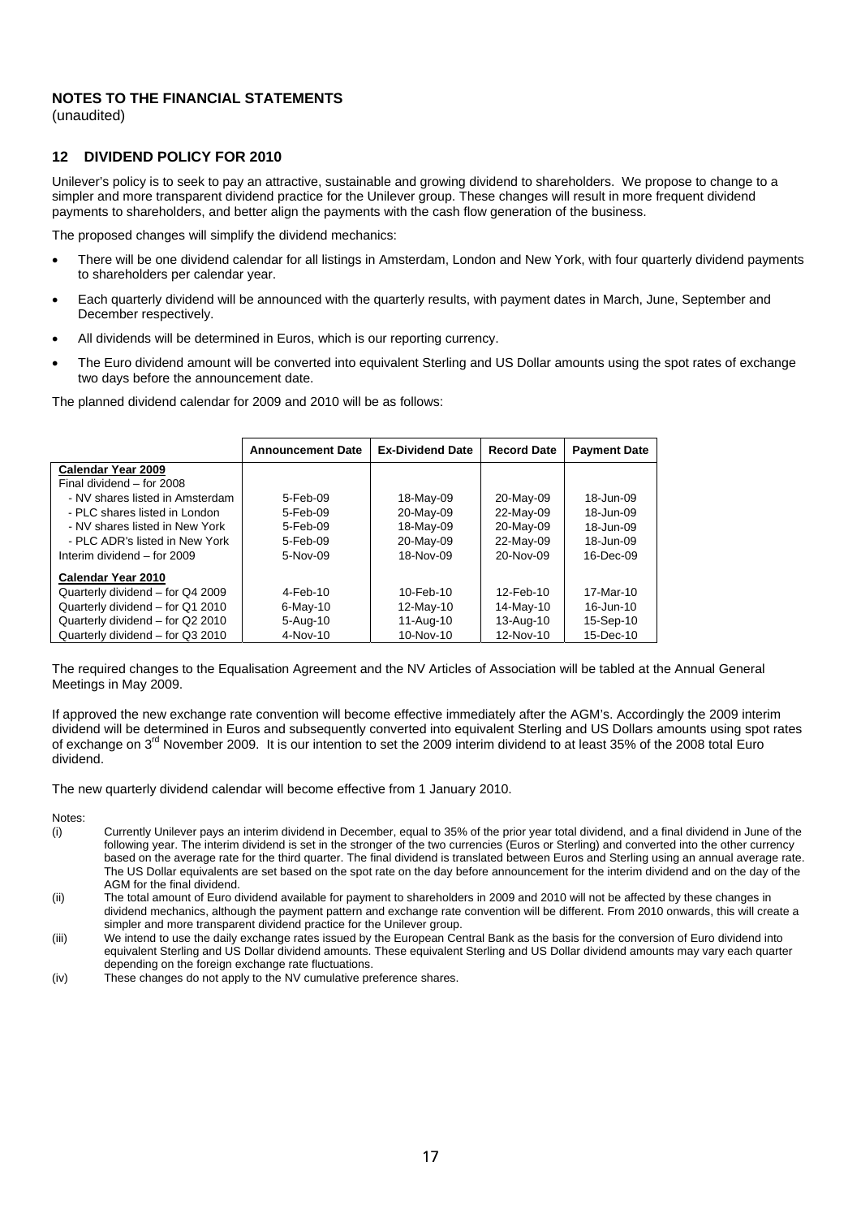# NOTES TO THE FINANCIAL STATEMENTS

(unaudited)

## 12 DIVIDEND POLICY FOR 2010

Unilever's policy is to seek to pay an attractive, sustainable and growing dividend to shareholders. We propose to change to a simpler and more transparent dividend practice for the Unilever group. These changes will result in more frequent dividend payments to shareholders, and better align the payments with the cash flow generation of the business.

The proposed changes will simplify the dividend mechanics:

- There will be one dividend calendar for all listings in Amsterdam, London and New York, with four quarterly dividend payments to shareholders per calendar year.
- Each quarterly dividend will be announced with the quarterly results, with payment dates in March, June, September and December respectively.
- All dividends will be determined in Euros, which is our reporting currency.
- The Euro dividend amount will be converted into equivalent Sterling and US Dollar amounts using the spot rates of exchange two days before the announcement date.

The planned dividend calendar for 2009 and 2010 will be as follows:

| | Announcement Date | Ex-Dividend Date | Record Date | Payment Date |
|---|---|---|---|---|
| **Calendar Year 2009** | | | | |
| Final dividend – for 2008 | | | | |
| - NV shares listed in Amsterdam | 5-Feb-09 | 18-May-09 | 20-May-09 | 18-Jun-09 |
| - PLC shares listed in London | 5-Feb-09 | 20-May-09 | 22-May-09 | 18-Jun-09 |
| - NV shares listed in New York | 5-Feb-09 | 18-May-09 | 20-May-09 | 18-Jun-09 |
| - PLC ADR's listed in New York | 5-Feb-09 | 20-May-09 | 22-May-09 | 18-Jun-09 |
| Interim dividend – for 2009 | 5-Nov-09 | 18-Nov-09 | 20-Nov-09 | 16-Dec-09 |
| **Calendar Year 2010** | | | | |
| Quarterly dividend – for Q4 2009 | 4-Feb-10 | 10-Feb-10 | 12-Feb-10 | 17-Mar-10 |
| Quarterly dividend – for Q1 2010 | 6-May-10 | 12-May-10 | 14-May-10 | 16-Jun-10 |
| Quarterly dividend – for Q2 2010 | 5-Aug-10 | 11-Aug-10 | 13-Aug-10 | 15-Sep-10 |
| Quarterly dividend – for Q3 2010 | 4-Nov-10 | 10-Nov-10 | 12-Nov-10 | 15-Dec-10 |

The required changes to the Equalisation Agreement and the NV Articles of Association will be tabled at the Annual General Meetings in May 2009.

If approved the new exchange rate convention will become effective immediately after the AGM's. Accordingly the 2009 interim dividend will be determined in Euros and subsequently converted into equivalent Sterling and US Dollars amounts using spot rates of exchange on 3rd November 2009. It is our intention to set the 2009 interim dividend to at least 35% of the 2008 total Euro dividend.

The new quarterly dividend calendar will become effective from 1 January 2010.

Notes:

(i) Currently Unilever pays an interim dividend in December, equal to 35% of the prior year total dividend, and a final dividend in June of the following year. The interim dividend is set in the stronger of the two currencies (Euros or Sterling) and converted into the other currency based on the average rate for the third quarter. The final dividend is translated between Euros and Sterling using an annual average rate. The US Dollar equivalents are set based on the spot rate on the day before announcement for the interim dividend and on the day of the AGM for the final dividend.

(ii) The total amount of Euro dividend available for payment to shareholders in 2009 and 2010 will not be affected by these changes in dividend mechanics, although the payment pattern and exchange rate convention will be different. From 2010 onwards, this will create a simpler and more transparent dividend practice for the Unilever group.

(iii) We intend to use the daily exchange rates issued by the European Central Bank as the basis for the conversion of Euro dividend into equivalent Sterling and US Dollar dividend amounts. These equivalent Sterling and US Dollar dividend amounts may vary each quarter depending on the foreign exchange rate fluctuations.

(iv) These changes do not apply to the NV cumulative preference shares.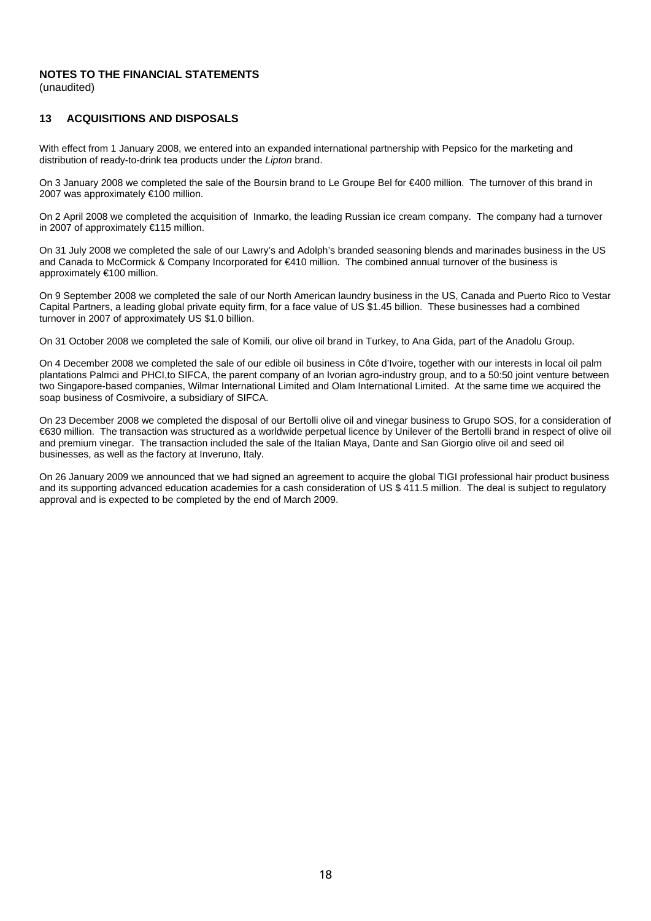**NOTES TO THE FINANCIAL STATEMENTS**
(unaudited)

## 13 ACQUISITIONS AND DISPOSALS

With effect from 1 January 2008, we entered into an expanded international partnership with Pepsico for the marketing and distribution of ready-to-drink tea products under the *Lipton* brand.

On 3 January 2008 we completed the sale of the Boursin brand to Le Groupe Bel for €400 million. The turnover of this brand in 2007 was approximately €100 million.

On 2 April 2008 we completed the acquisition of Inmarko, the leading Russian ice cream company. The company had a turnover in 2007 of approximately €115 million.

On 31 July 2008 we completed the sale of our Lawry's and Adolph's branded seasoning blends and marinades business in the US and Canada to McCormick & Company Incorporated for €410 million. The combined annual turnover of the business is approximately €100 million.

On 9 September 2008 we completed the sale of our North American laundry business in the US, Canada and Puerto Rico to Vestar Capital Partners, a leading global private equity firm, for a face value of US $1.45 billion. These businesses had a combined turnover in 2007 of approximately US $1.0 billion.

On 31 October 2008 we completed the sale of Komili, our olive oil brand in Turkey, to Ana Gida, part of the Anadolu Group.

On 4 December 2008 we completed the sale of our edible oil business in Côte d'Ivoire, together with our interests in local oil palm plantations Palmci and PHCI,to SIFCA, the parent company of an Ivorian agro-industry group, and to a 50:50 joint venture between two Singapore-based companies, Wilmar International Limited and Olam International Limited. At the same time we acquired the soap business of Cosmivoire, a subsidiary of SIFCA.

On 23 December 2008 we completed the disposal of our Bertolli olive oil and vinegar business to Grupo SOS, for a consideration of €630 million. The transaction was structured as a worldwide perpetual licence by Unilever of the Bertolli brand in respect of olive oil and premium vinegar. The transaction included the sale of the Italian Maya, Dante and San Giorgio olive oil and seed oil businesses, as well as the factory at Inveruno, Italy.

On 26 January 2009 we announced that we had signed an agreement to acquire the global TIGI professional hair product business and its supporting advanced education academies for a cash consideration of US $ 411.5 million. The deal is subject to regulatory approval and is expected to be completed by the end of March 2009.